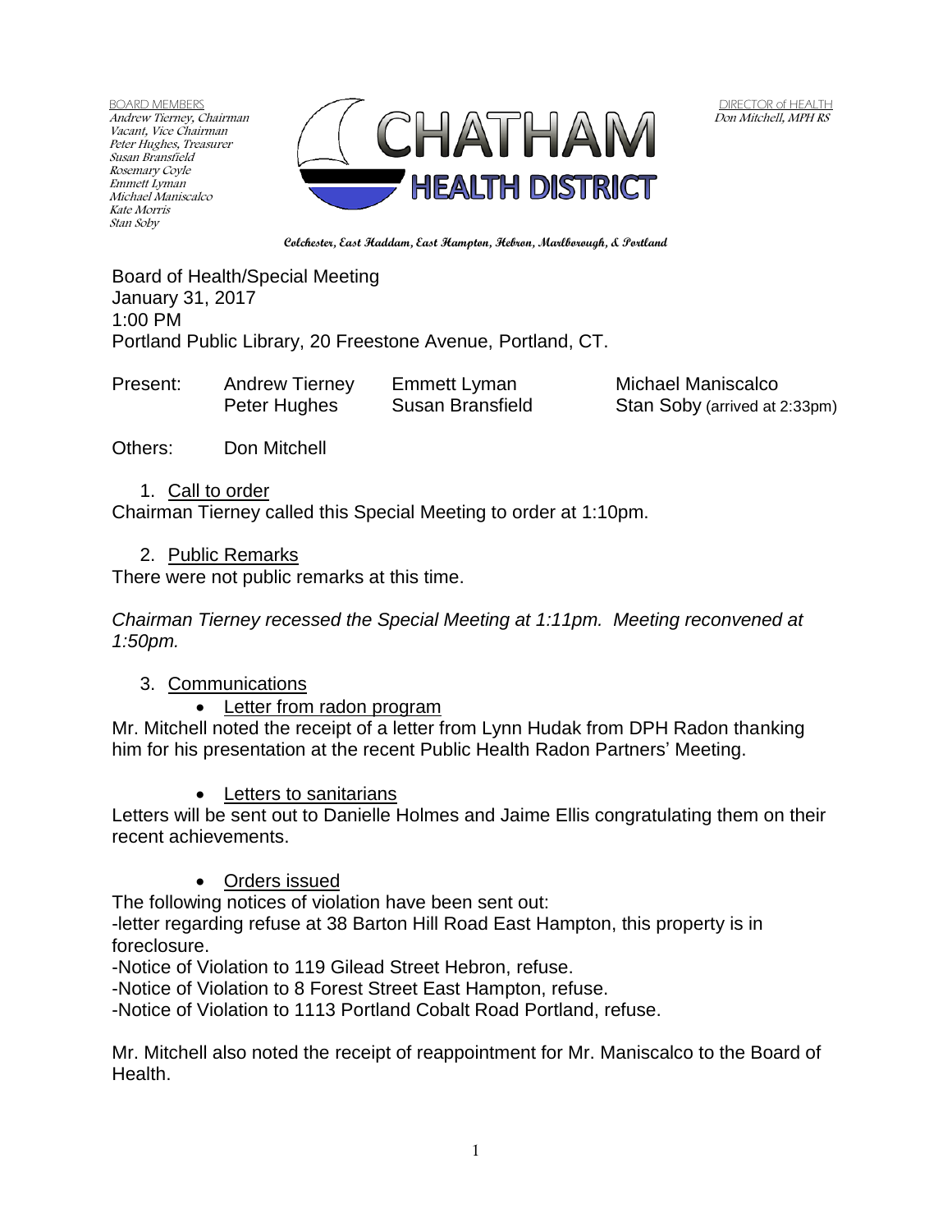BOARD MEMBERS
Andrew Tierney, Chairman
Vacant, Vice Chairman
Peter Hughes, Treasurer
Susan Bransfield
Rosemary Coyle
Emmett Lyman
Michael Maniscalco
Kate Morris
Stan Soby

# CHATHAM HEALTH DISTRICT

DIRECTOR of HEALTH
Don Mitchell, MPH RS

**Colchester, East Haddam, East Hampton, Hebron, Marlborough, & Portland**

Board of Health/Special Meeting
January 31, 2017
1:00 PM
Portland Public Library, 20 Freestone Avenue, Portland, CT.

| Present: | Andrew Tierney | Emmett Lyman | Michael Maniscalco |
|---|---|---|---|
| | Peter Hughes | Susan Bransfield | Stan Soby (arrived at 2:33pm) |

Others: Don Mitchell

1. Call to order

Chairman Tierney called this Special Meeting to order at 1:10pm.

2. Public Remarks

There were not public remarks at this time.

*Chairman Tierney recessed the Special Meeting at 1:11pm. Meeting reconvened at 1:50pm.*

3. Communications

- Letter from radon program

Mr. Mitchell noted the receipt of a letter from Lynn Hudak from DPH Radon thanking him for his presentation at the recent Public Health Radon Partners' Meeting.

- Letters to sanitarians

Letters will be sent out to Danielle Holmes and Jaime Ellis congratulating them on their recent achievements.

- Orders issued

The following notices of violation have been sent out:
-letter regarding refuse at 38 Barton Hill Road East Hampton, this property is in foreclosure.
-Notice of Violation to 119 Gilead Street Hebron, refuse.
-Notice of Violation to 8 Forest Street East Hampton, refuse.
-Notice of Violation to 1113 Portland Cobalt Road Portland, refuse.

Mr. Mitchell also noted the receipt of reappointment for Mr. Maniscalco to the Board of Health.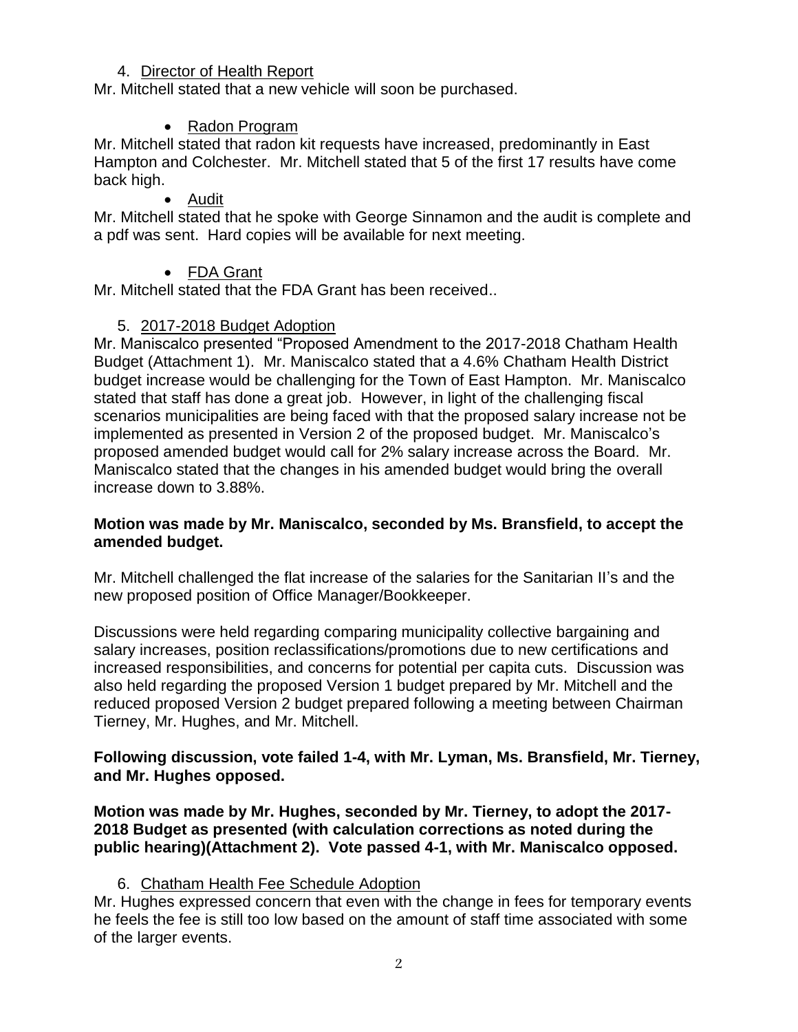4. Director of Health Report

Mr. Mitchell stated that a new vehicle will soon be purchased.

- Radon Program

Mr. Mitchell stated that radon kit requests have increased, predominantly in East Hampton and Colchester. Mr. Mitchell stated that 5 of the first 17 results have come back high.

- Audit

Mr. Mitchell stated that he spoke with George Sinnamon and the audit is complete and a pdf was sent. Hard copies will be available for next meeting.

- FDA Grant

Mr. Mitchell stated that the FDA Grant has been received..

5. 2017-2018 Budget Adoption

Mr. Maniscalco presented "Proposed Amendment to the 2017-2018 Chatham Health Budget (Attachment 1). Mr. Maniscalco stated that a 4.6% Chatham Health District budget increase would be challenging for the Town of East Hampton. Mr. Maniscalco stated that staff has done a great job. However, in light of the challenging fiscal scenarios municipalities are being faced with that the proposed salary increase not be implemented as presented in Version 2 of the proposed budget. Mr. Maniscalco's proposed amended budget would call for 2% salary increase across the Board. Mr. Maniscalco stated that the changes in his amended budget would bring the overall increase down to 3.88%.

**Motion was made by Mr. Maniscalco, seconded by Ms. Bransfield, to accept the amended budget.**

Mr. Mitchell challenged the flat increase of the salaries for the Sanitarian II's and the new proposed position of Office Manager/Bookkeeper.

Discussions were held regarding comparing municipality collective bargaining and salary increases, position reclassifications/promotions due to new certifications and increased responsibilities, and concerns for potential per capita cuts. Discussion was also held regarding the proposed Version 1 budget prepared by Mr. Mitchell and the reduced proposed Version 2 budget prepared following a meeting between Chairman Tierney, Mr. Hughes, and Mr. Mitchell.

**Following discussion, vote failed 1-4, with Mr. Lyman, Ms. Bransfield, Mr. Tierney, and Mr. Hughes opposed.**

**Motion was made by Mr. Hughes, seconded by Mr. Tierney, to adopt the 2017-2018 Budget as presented (with calculation corrections as noted during the public hearing)(Attachment 2). Vote passed 4-1, with Mr. Maniscalco opposed.**

6. Chatham Health Fee Schedule Adoption

Mr. Hughes expressed concern that even with the change in fees for temporary events he feels the fee is still too low based on the amount of staff time associated with some of the larger events.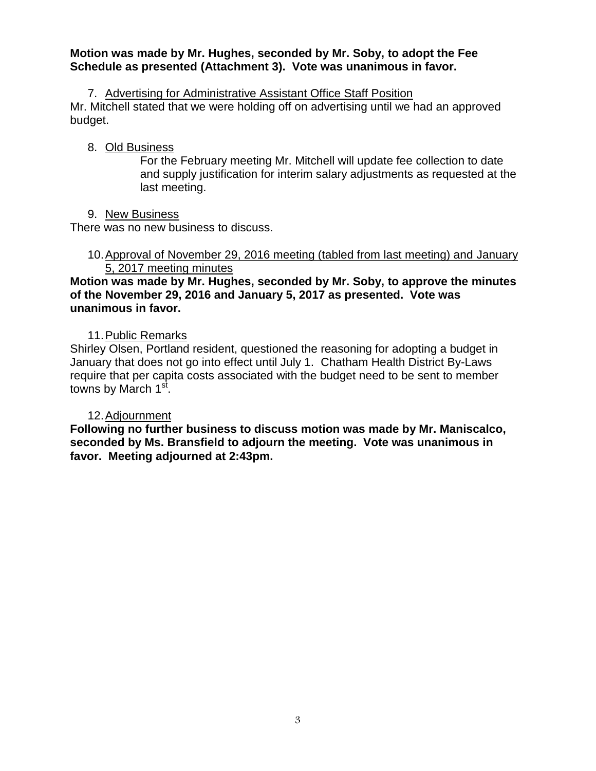**Motion was made by Mr. Hughes, seconded by Mr. Soby, to adopt the Fee Schedule as presented (Attachment 3). Vote was unanimous in favor.**

7. Advertising for Administrative Assistant Office Staff Position

Mr. Mitchell stated that we were holding off on advertising until we had an approved budget.

8. Old Business

For the February meeting Mr. Mitchell will update fee collection to date and supply justification for interim salary adjustments as requested at the last meeting.

9. New Business

There was no new business to discuss.

10. Approval of November 29, 2016 meeting (tabled from last meeting) and January 5, 2017 meeting minutes

**Motion was made by Mr. Hughes, seconded by Mr. Soby, to approve the minutes of the November 29, 2016 and January 5, 2017 as presented. Vote was unanimous in favor.**

11. Public Remarks

Shirley Olsen, Portland resident, questioned the reasoning for adopting a budget in January that does not go into effect until July 1. Chatham Health District By-Laws require that per capita costs associated with the budget need to be sent to member towns by March 1st.

12. Adjournment

**Following no further business to discuss motion was made by Mr. Maniscalco, seconded by Ms. Bransfield to adjourn the meeting. Vote was unanimous in favor. Meeting adjourned at 2:43pm.**